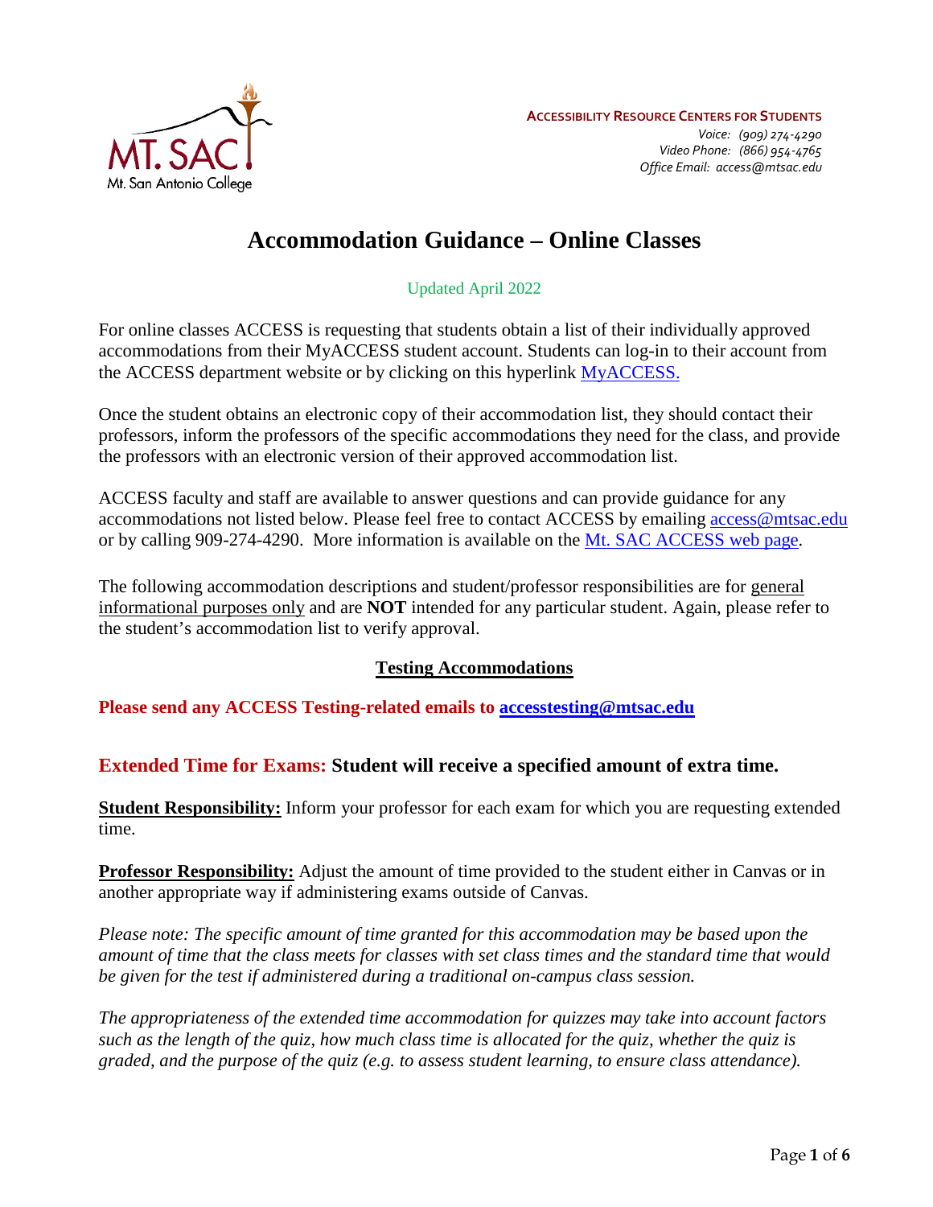ACCESSIBILITY RESOURCE CENTERS FOR STUDENTS
*Voice: (909) 274-4290*
*Video Phone: (866) 954-4765*
*Office Email: access@mtsac.edu*

# Accommodation Guidance – Online Classes

Updated April 2022

For online classes ACCESS is requesting that students obtain a list of their individually approved accommodations from their MyACCESS student account. Students can log-in to their account from the ACCESS department website or by clicking on this hyperlink [MyACCESS.](MyACCESS)

Once the student obtains an electronic copy of their accommodation list, they should contact their professors, inform the professors of the specific accommodations they need for the class, and provide the professors with an electronic version of their approved accommodation list.

ACCESS faculty and staff are available to answer questions and can provide guidance for any accommodations not listed below. Please feel free to contact ACCESS by emailing access@mtsac.edu or by calling 909-274-4290. More information is available on the Mt. SAC ACCESS web page.

The following accommodation descriptions and student/professor responsibilities are for general informational purposes only and are **NOT** intended for any particular student. Again, please refer to the student's accommodation list to verify approval.

## Testing Accommodations

**Please send any ACCESS Testing-related emails to accesstesting@mtsac.edu**

### Extended Time for Exams: Student will receive a specified amount of extra time.

**Student Responsibility:** Inform your professor for each exam for which you are requesting extended time.

**Professor Responsibility:** Adjust the amount of time provided to the student either in Canvas or in another appropriate way if administering exams outside of Canvas.

*Please note: The specific amount of time granted for this accommodation may be based upon the amount of time that the class meets for classes with set class times and the standard time that would be given for the test if administered during a traditional on-campus class session.*

*The appropriateness of the extended time accommodation for quizzes may take into account factors such as the length of the quiz, how much class time is allocated for the quiz, whether the quiz is graded, and the purpose of the quiz (e.g. to assess student learning, to ensure class attendance).*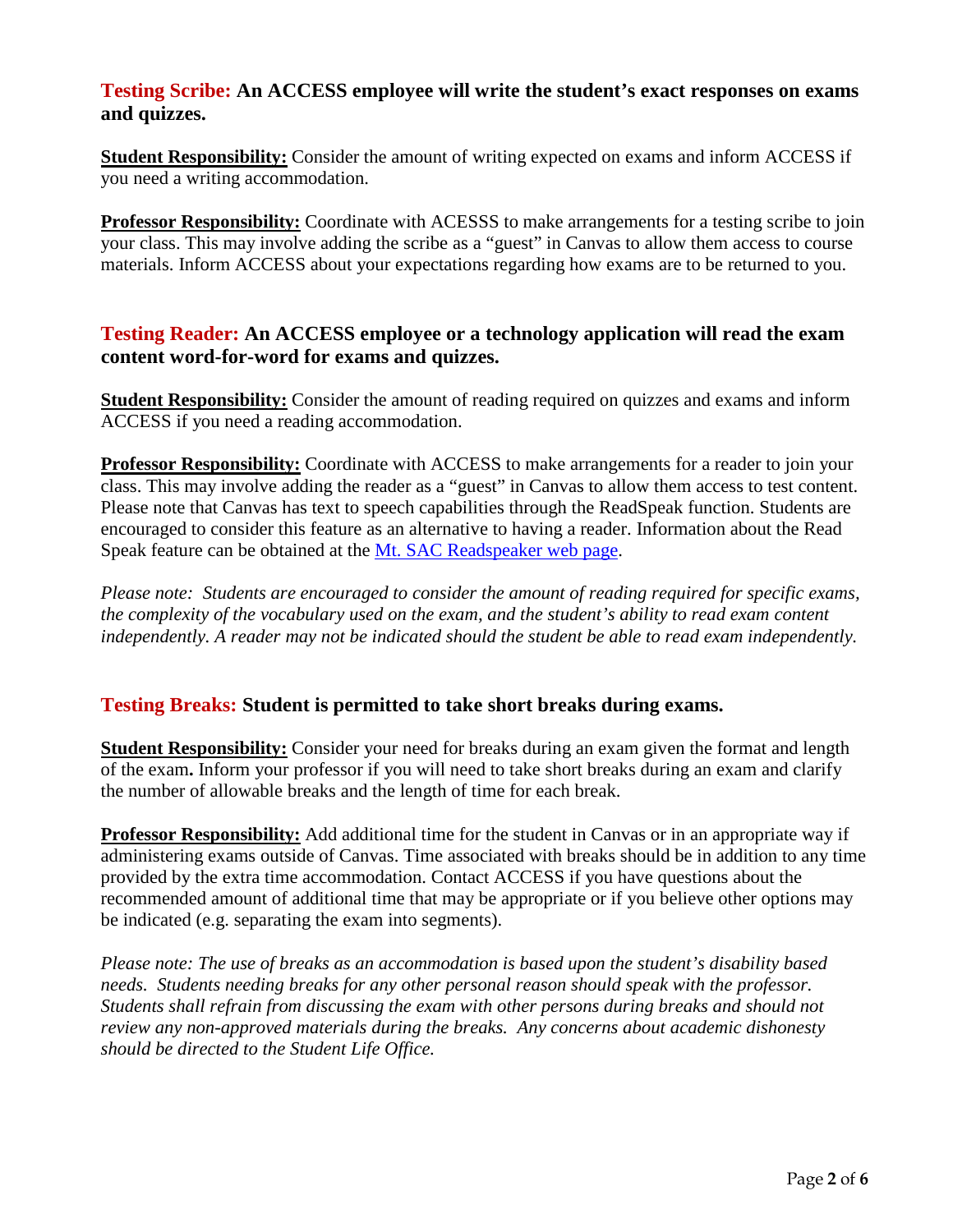## Testing Scribe: An ACCESS employee will write the student's exact responses on exams and quizzes.

**Student Responsibility:** Consider the amount of writing expected on exams and inform ACCESS if you need a writing accommodation.

**Professor Responsibility:** Coordinate with ACESSS to make arrangements for a testing scribe to join your class. This may involve adding the scribe as a "guest" in Canvas to allow them access to course materials. Inform ACCESS about your expectations regarding how exams are to be returned to you.

## Testing Reader: An ACCESS employee or a technology application will read the exam content word-for-word for exams and quizzes.

**Student Responsibility:** Consider the amount of reading required on quizzes and exams and inform ACCESS if you need a reading accommodation.

**Professor Responsibility:** Coordinate with ACCESS to make arrangements for a reader to join your class. This may involve adding the reader as a "guest" in Canvas to allow them access to test content. Please note that Canvas has text to speech capabilities through the ReadSpeak function. Students are encouraged to consider this feature as an alternative to having a reader. Information about the Read Speak feature can be obtained at the Mt. SAC Readspeaker web page.

*Please note: Students are encouraged to consider the amount of reading required for specific exams, the complexity of the vocabulary used on the exam, and the student's ability to read exam content independently. A reader may not be indicated should the student be able to read exam independently.*

## Testing Breaks: Student is permitted to take short breaks during exams.

**Student Responsibility:** Consider your need for breaks during an exam given the format and length of the exam**.** Inform your professor if you will need to take short breaks during an exam and clarify the number of allowable breaks and the length of time for each break.

**Professor Responsibility:** Add additional time for the student in Canvas or in an appropriate way if administering exams outside of Canvas. Time associated with breaks should be in addition to any time provided by the extra time accommodation. Contact ACCESS if you have questions about the recommended amount of additional time that may be appropriate or if you believe other options may be indicated (e.g. separating the exam into segments).

*Please note: The use of breaks as an accommodation is based upon the student's disability based needs. Students needing breaks for any other personal reason should speak with the professor. Students shall refrain from discussing the exam with other persons during breaks and should not review any non-approved materials during the breaks. Any concerns about academic dishonesty should be directed to the Student Life Office.*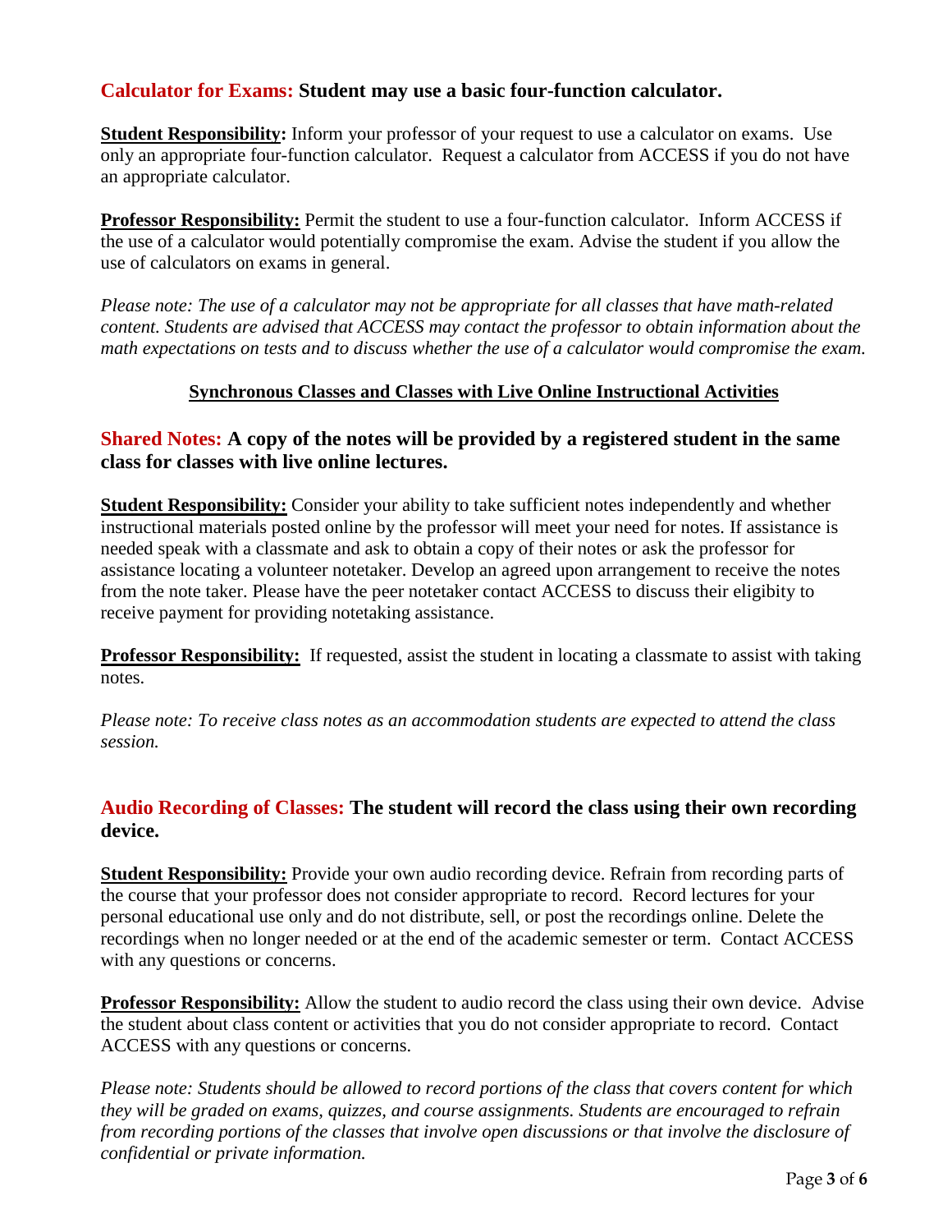**Calculator for Exams: Student may use a basic four-function calculator.**

**Student Responsibility:** Inform your professor of your request to use a calculator on exams. Use only an appropriate four-function calculator. Request a calculator from ACCESS if you do not have an appropriate calculator.

**Professor Responsibility:** Permit the student to use a four-function calculator. Inform ACCESS if the use of a calculator would potentially compromise the exam. Advise the student if you allow the use of calculators on exams in general.

*Please note: The use of a calculator may not be appropriate for all classes that have math-related content. Students are advised that ACCESS may contact the professor to obtain information about the math expectations on tests and to discuss whether the use of a calculator would compromise the exam.*

## Synchronous Classes and Classes with Live Online Instructional Activities

**Shared Notes: A copy of the notes will be provided by a registered student in the same class for classes with live online lectures.**

**Student Responsibility:** Consider your ability to take sufficient notes independently and whether instructional materials posted online by the professor will meet your need for notes. If assistance is needed speak with a classmate and ask to obtain a copy of their notes or ask the professor for assistance locating a volunteer notetaker. Develop an agreed upon arrangement to receive the notes from the note taker. Please have the peer notetaker contact ACCESS to discuss their eligibility to receive payment for providing notetaking assistance.

**Professor Responsibility:** If requested, assist the student in locating a classmate to assist with taking notes.

*Please note: To receive class notes as an accommodation students are expected to attend the class session.*

**Audio Recording of Classes: The student will record the class using their own recording device.**

**Student Responsibility:** Provide your own audio recording device. Refrain from recording parts of the course that your professor does not consider appropriate to record. Record lectures for your personal educational use only and do not distribute, sell, or post the recordings online. Delete the recordings when no longer needed or at the end of the academic semester or term. Contact ACCESS with any questions or concerns.

**Professor Responsibility:** Allow the student to audio record the class using their own device. Advise the student about class content or activities that you do not consider appropriate to record. Contact ACCESS with any questions or concerns.

*Please note: Students should be allowed to record portions of the class that covers content for which they will be graded on exams, quizzes, and course assignments. Students are encouraged to refrain from recording portions of the classes that involve open discussions or that involve the disclosure of confidential or private information.*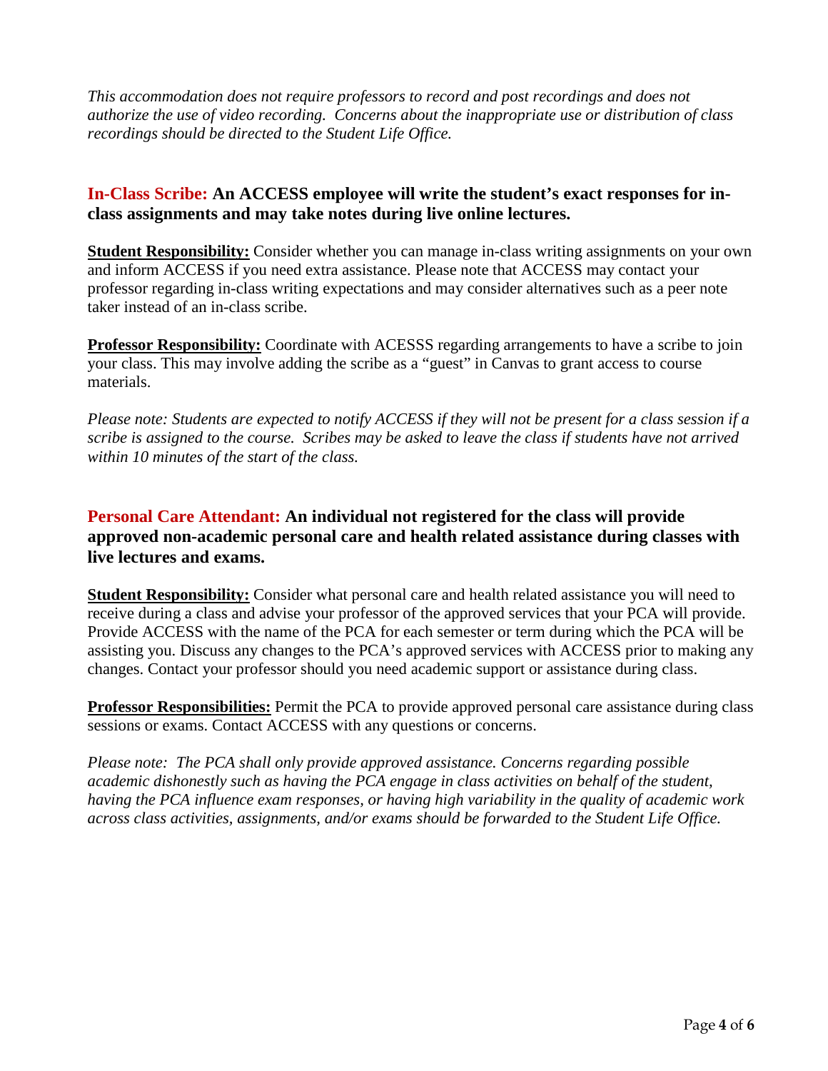*This accommodation does not require professors to record and post recordings and does not authorize the use of video recording. Concerns about the inappropriate use or distribution of class recordings should be directed to the Student Life Office.*

## In-Class Scribe: An ACCESS employee will write the student's exact responses for in-class assignments and may take notes during live online lectures.

**Student Responsibility:** Consider whether you can manage in-class writing assignments on your own and inform ACCESS if you need extra assistance. Please note that ACCESS may contact your professor regarding in-class writing expectations and may consider alternatives such as a peer note taker instead of an in-class scribe.

**Professor Responsibility:** Coordinate with ACESSS regarding arrangements to have a scribe to join your class. This may involve adding the scribe as a "guest" in Canvas to grant access to course materials.

*Please note: Students are expected to notify ACCESS if they will not be present for a class session if a scribe is assigned to the course. Scribes may be asked to leave the class if students have not arrived within 10 minutes of the start of the class.*

## Personal Care Attendant: An individual not registered for the class will provide approved non-academic personal care and health related assistance during classes with live lectures and exams.

**Student Responsibility:** Consider what personal care and health related assistance you will need to receive during a class and advise your professor of the approved services that your PCA will provide. Provide ACCESS with the name of the PCA for each semester or term during which the PCA will be assisting you. Discuss any changes to the PCA's approved services with ACCESS prior to making any changes. Contact your professor should you need academic support or assistance during class.

**Professor Responsibilities:** Permit the PCA to provide approved personal care assistance during class sessions or exams. Contact ACCESS with any questions or concerns.

*Please note: The PCA shall only provide approved assistance. Concerns regarding possible academic dishonestly such as having the PCA engage in class activities on behalf of the student, having the PCA influence exam responses, or having high variability in the quality of academic work across class activities, assignments, and/or exams should be forwarded to the Student Life Office.*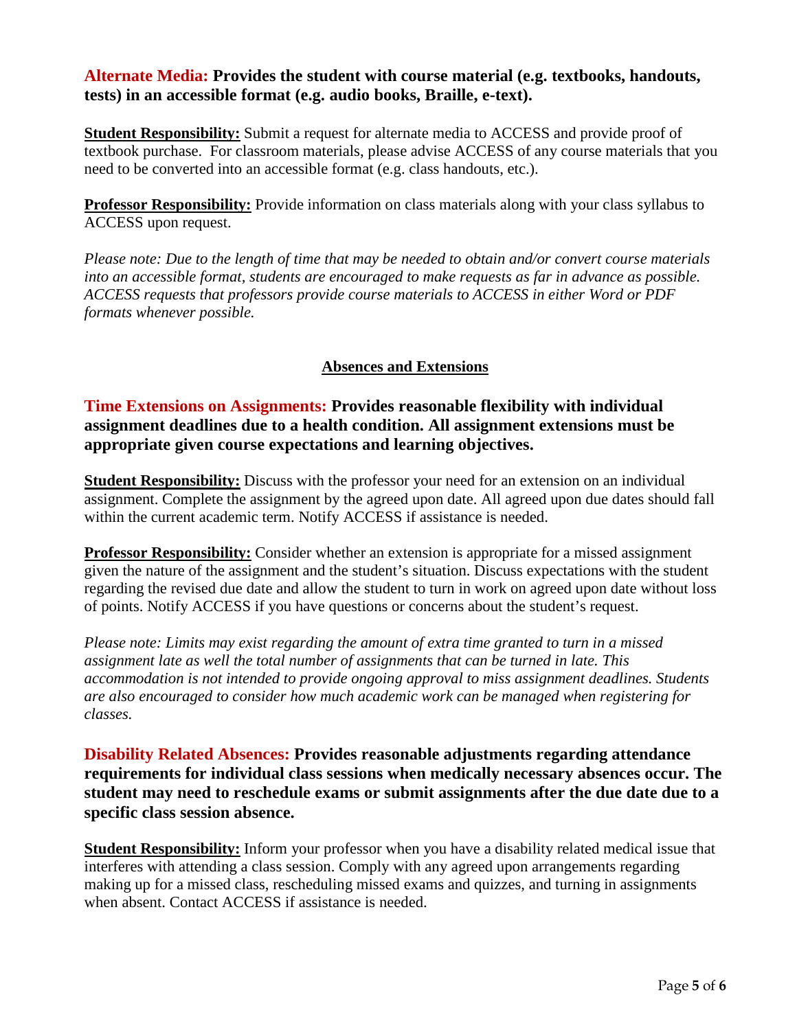**Alternate Media: Provides the student with course material (e.g. textbooks, handouts, tests) in an accessible format (e.g. audio books, Braille, e-text).**

**Student Responsibility:** Submit a request for alternate media to ACCESS and provide proof of textbook purchase. For classroom materials, please advise ACCESS of any course materials that you need to be converted into an accessible format (e.g. class handouts, etc.).

**Professor Responsibility:** Provide information on class materials along with your class syllabus to ACCESS upon request.

*Please note: Due to the length of time that may be needed to obtain and/or convert course materials into an accessible format, students are encouraged to make requests as far in advance as possible. ACCESS requests that professors provide course materials to ACCESS in either Word or PDF formats whenever possible.*

## Absences and Extensions

**Time Extensions on Assignments: Provides reasonable flexibility with individual assignment deadlines due to a health condition. All assignment extensions must be appropriate given course expectations and learning objectives.**

**Student Responsibility:** Discuss with the professor your need for an extension on an individual assignment. Complete the assignment by the agreed upon date. All agreed upon due dates should fall within the current academic term. Notify ACCESS if assistance is needed.

**Professor Responsibility:** Consider whether an extension is appropriate for a missed assignment given the nature of the assignment and the student's situation. Discuss expectations with the student regarding the revised due date and allow the student to turn in work on agreed upon date without loss of points. Notify ACCESS if you have questions or concerns about the student's request.

*Please note: Limits may exist regarding the amount of extra time granted to turn in a missed assignment late as well the total number of assignments that can be turned in late. This accommodation is not intended to provide ongoing approval to miss assignment deadlines. Students are also encouraged to consider how much academic work can be managed when registering for classes.*

**Disability Related Absences: Provides reasonable adjustments regarding attendance requirements for individual class sessions when medically necessary absences occur. The student may need to reschedule exams or submit assignments after the due date due to a specific class session absence.**

**Student Responsibility:** Inform your professor when you have a disability related medical issue that interferes with attending a class session. Comply with any agreed upon arrangements regarding making up for a missed class, rescheduling missed exams and quizzes, and turning in assignments when absent. Contact ACCESS if assistance is needed.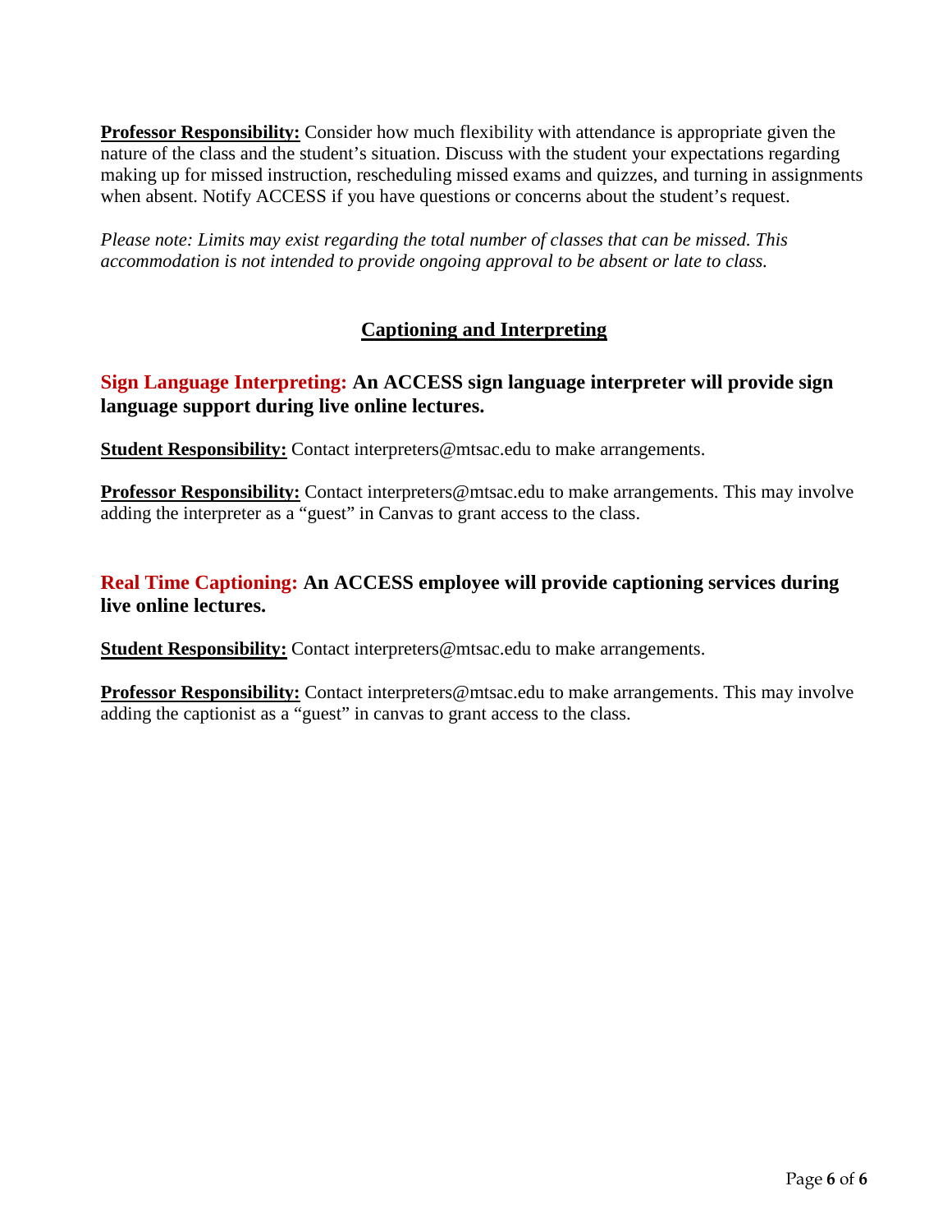**Professor Responsibility:** Consider how much flexibility with attendance is appropriate given the nature of the class and the student's situation. Discuss with the student your expectations regarding making up for missed instruction, rescheduling missed exams and quizzes, and turning in assignments when absent. Notify ACCESS if you have questions or concerns about the student's request.

*Please note: Limits may exist regarding the total number of classes that can be missed. This accommodation is not intended to provide ongoing approval to be absent or late to class.*

## Captioning and Interpreting

### Sign Language Interpreting: An ACCESS sign language interpreter will provide sign language support during live online lectures.

**Student Responsibility:** Contact interpreters@mtsac.edu to make arrangements.

**Professor Responsibility:** Contact interpreters@mtsac.edu to make arrangements. This may involve adding the interpreter as a "guest" in Canvas to grant access to the class.

### Real Time Captioning: An ACCESS employee will provide captioning services during live online lectures.

**Student Responsibility:** Contact interpreters@mtsac.edu to make arrangements.

**Professor Responsibility:** Contact interpreters@mtsac.edu to make arrangements. This may involve adding the captionist as a "guest" in canvas to grant access to the class.